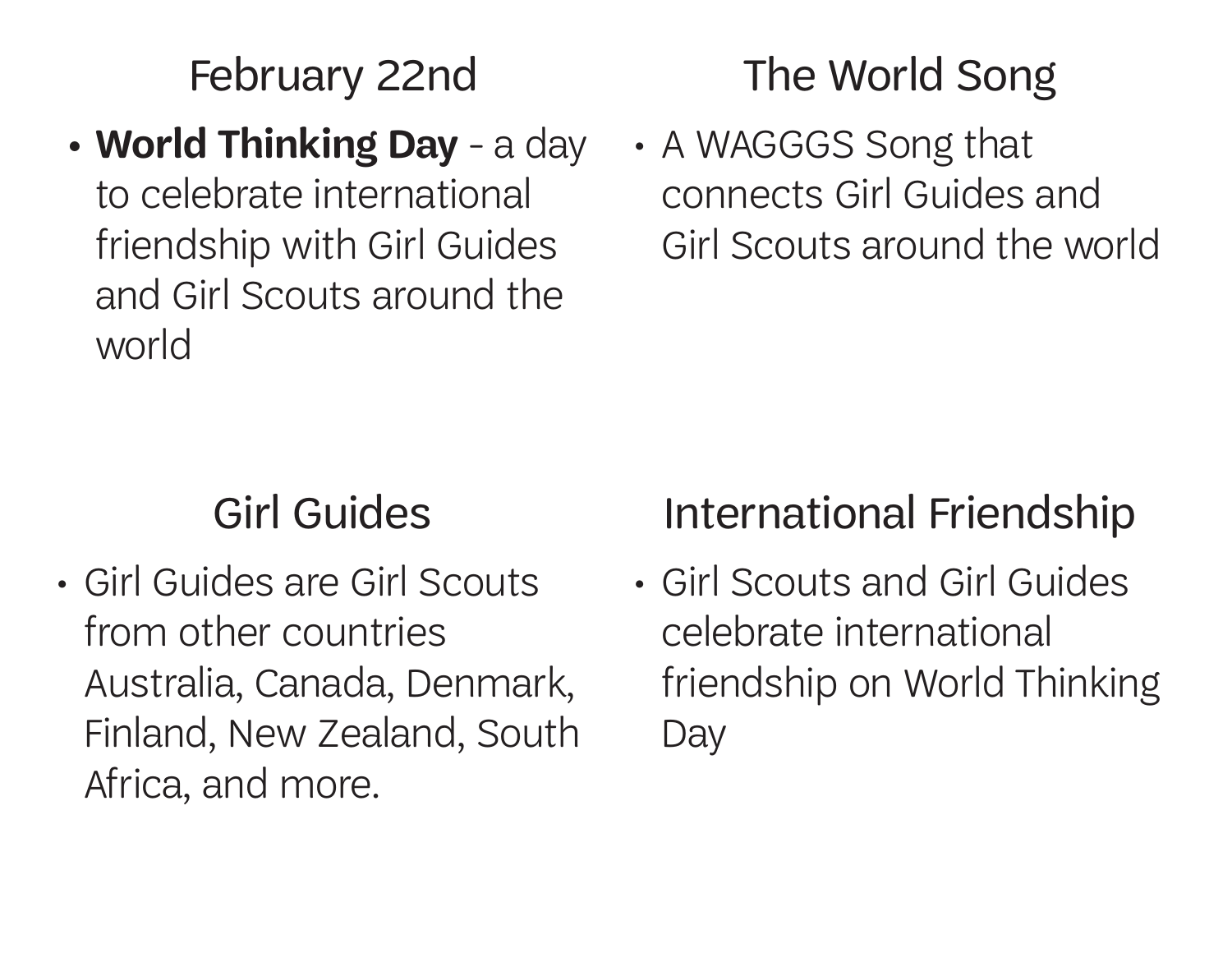## February 22nd

- **World Thinking Day** - a day to celebrate international friendship with Girl Guides and Girl Scouts around the world

## The World Song

- A WAGGGS Song that connects Girl Guides and Girl Scouts around the world

## Girl Guides

- Girl Guides are Girl Scouts from other countries Australia, Canada, Denmark, Finland, New Zealand, South Africa, and more.

## International Friendship

- Girl Scouts and Girl Guides celebrate international friendship on World Thinking Day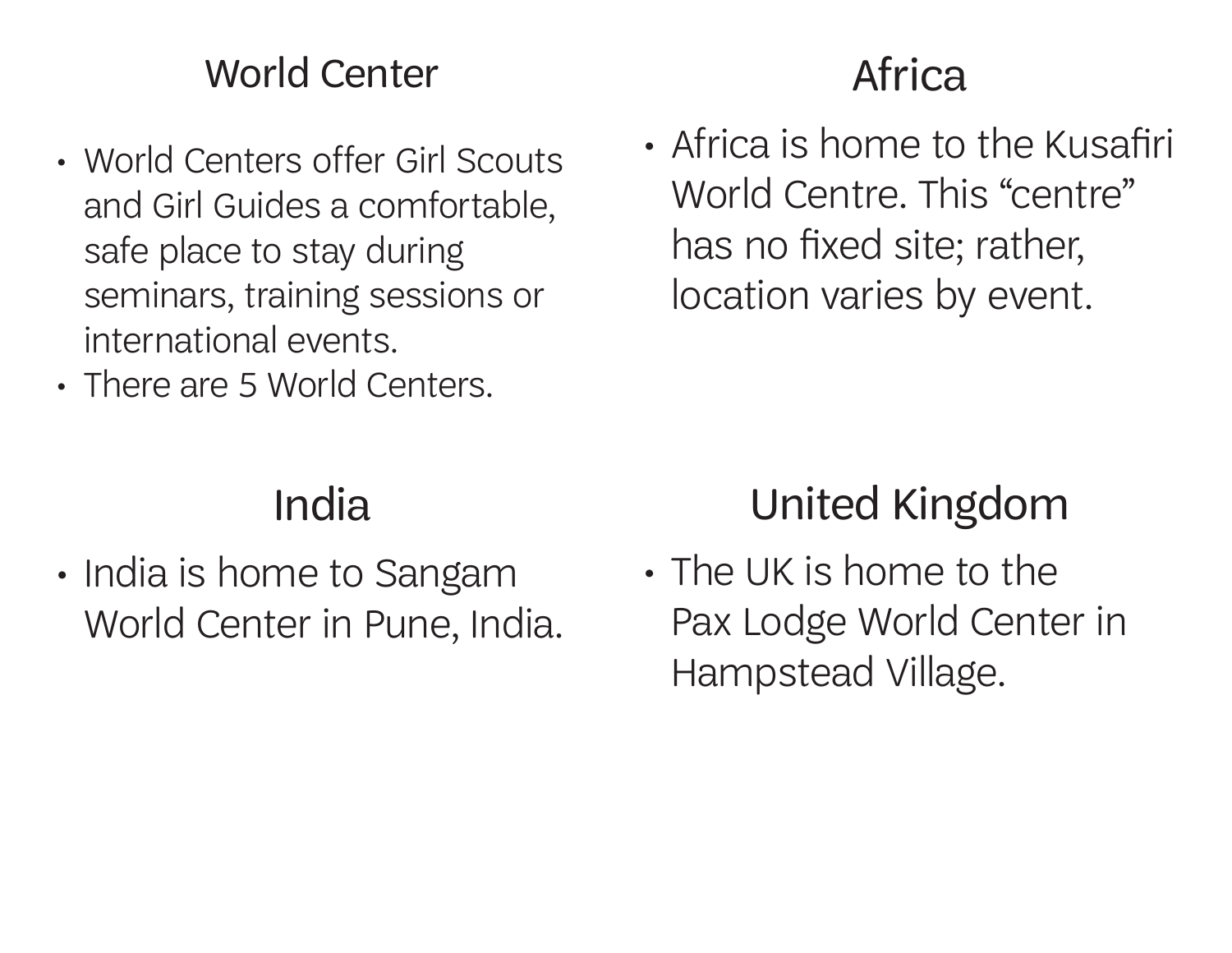## World Center

- World Centers offer Girl Scouts and Girl Guides a comfortable, safe place to stay during seminars, training sessions or international events.
- There are 5 World Centers.

## Africa

- Africa is home to the Kusafiri World Centre. This “centre” has no fixed site; rather, location varies by event.

## India

- India is home to Sangam World Center in Pune, India.

## United Kingdom

- The UK is home to the Pax Lodge World Center in Hampstead Village.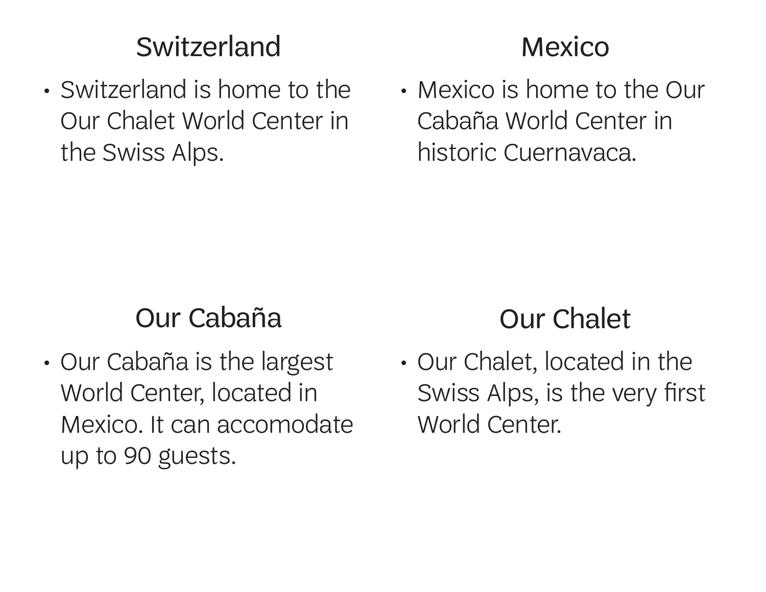## Switzerland

- Switzerland is home to the Our Chalet World Center in the Swiss Alps.

## Mexico

- Mexico is home to the Our Cabaña World Center in historic Cuernavaca.

## Our Cabaña

- Our Cabaña is the largest World Center, located in Mexico. It can accomodate up to 90 guests.

## Our Chalet

- Our Chalet, located in the Swiss Alps, is the very first World Center.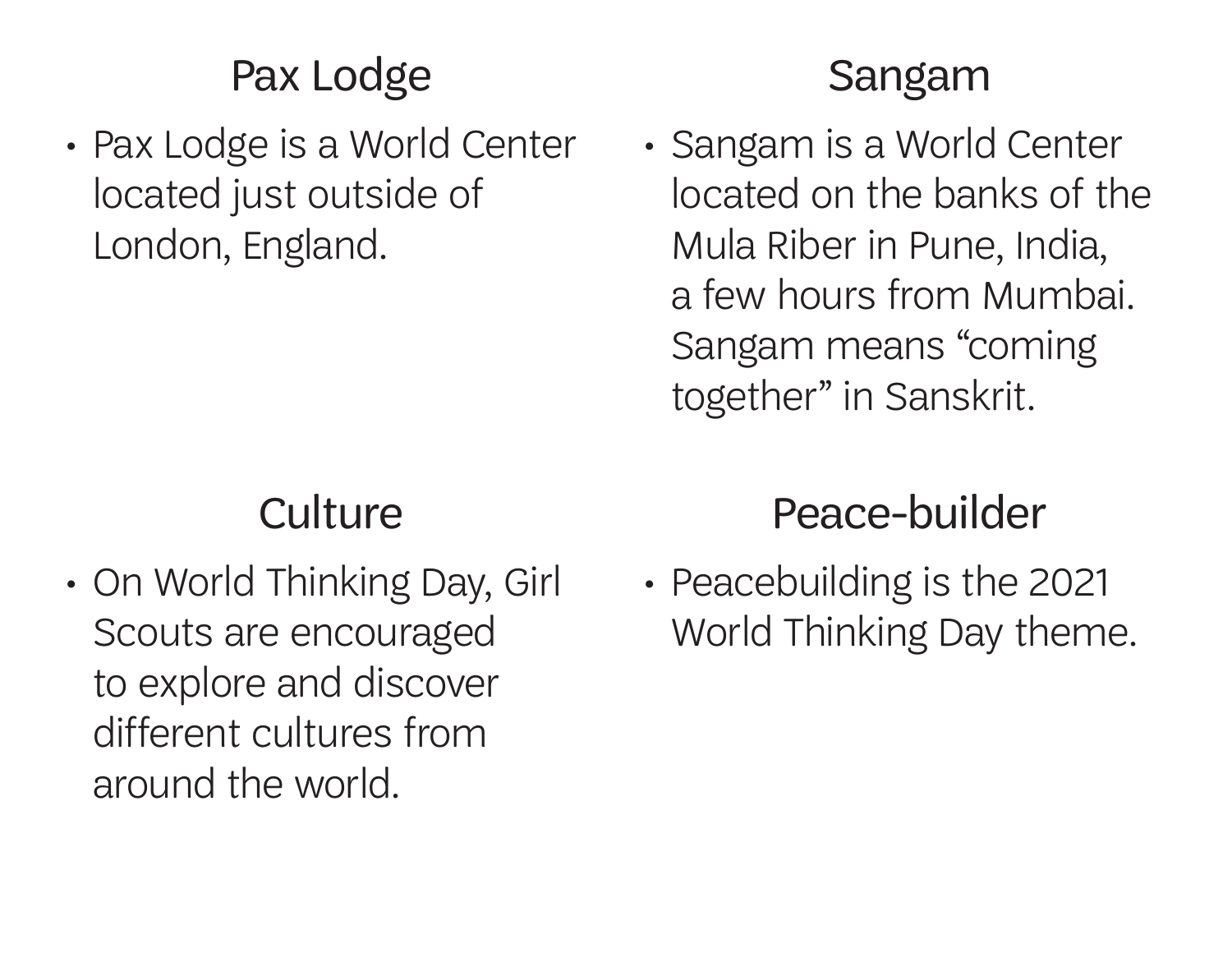## Pax Lodge

- Pax Lodge is a World Center located just outside of London, England.

## Sangam

- Sangam is a World Center located on the banks of the Mula Riber in Pune, India, a few hours from Mumbai. Sangam means "coming together" in Sanskrit.

## Culture

- On World Thinking Day, Girl Scouts are encouraged to explore and discover different cultures from around the world.

## Peace-builder

- Peacebuilding is the 2021 World Thinking Day theme.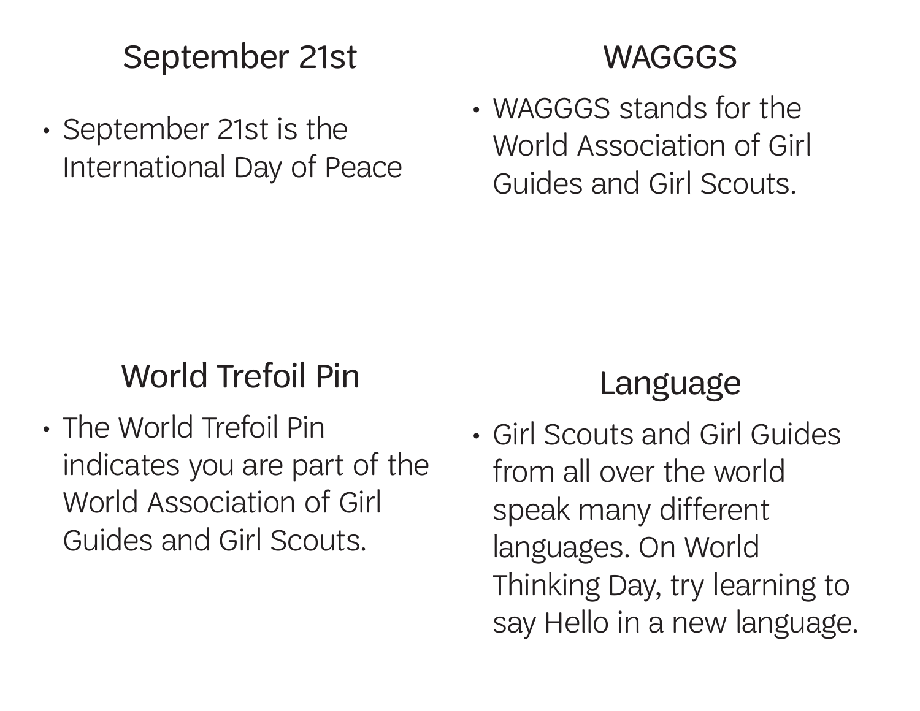## September 21st

- September 21st is the International Day of Peace

## WAGGGS

- WAGGGS stands for the World Association of Girl Guides and Girl Scouts.

## World Trefoil Pin

- The World Trefoil Pin indicates you are part of the World Association of Girl Guides and Girl Scouts.

## Language

- Girl Scouts and Girl Guides from all over the world speak many different languages. On World Thinking Day, try learning to say Hello in a new language.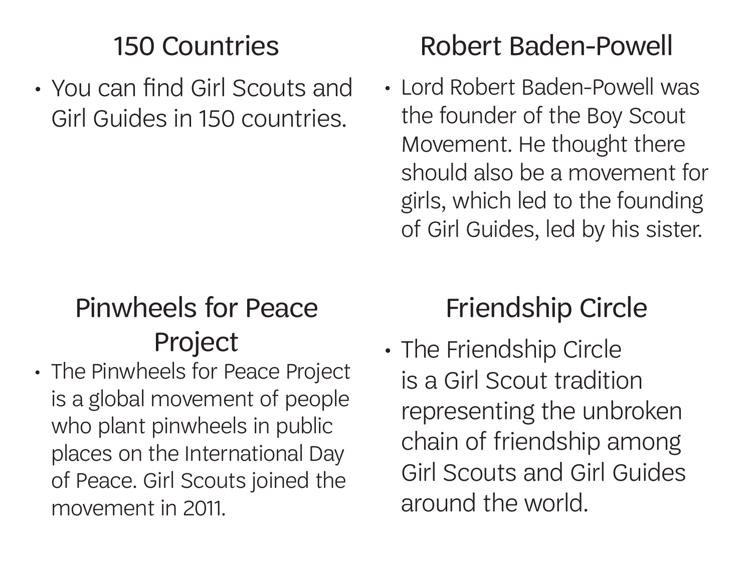## 150 Countries

- You can find Girl Scouts and Girl Guides in 150 countries.

## Robert Baden-Powell

- Lord Robert Baden-Powell was the founder of the Boy Scout Movement. He thought there should also be a movement for girls, which led to the founding of Girl Guides, led by his sister.

## Pinwheels for Peace Project

- The Pinwheels for Peace Project is a global movement of people who plant pinwheels in public places on the International Day of Peace. Girl Scouts joined the movement in 2011.

## Friendship Circle

- The Friendship Circle is a Girl Scout tradition representing the unbroken chain of friendship among Girl Scouts and Girl Guides around the world.